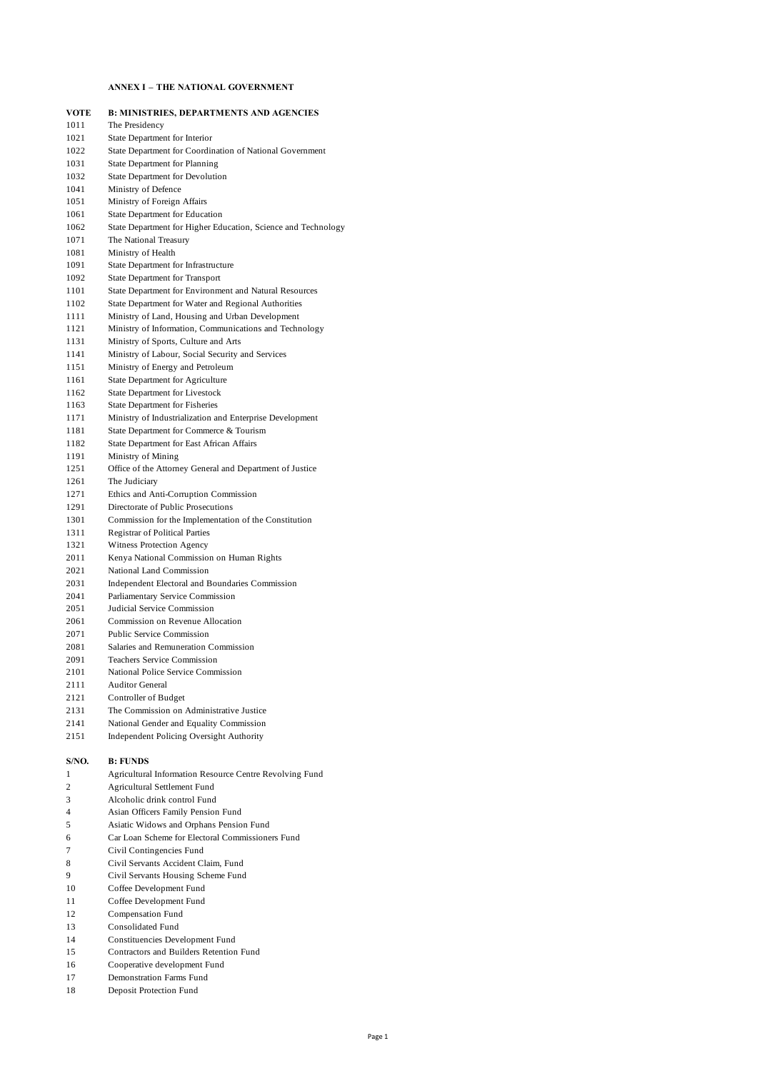**ANNEX I – THE NATIONAL GOVERNMENT**

| VOTE | B: MINISTRIES, DEPARTMENTS AND AGENCIES |
|---|---|
| 1011 | The Presidency |
| 1021 | State Department for Interior |
| 1022 | State Department for Coordination of National Government |
| 1031 | State Department for Planning |
| 1032 | State Department for Devolution |
| 1041 | Ministry of Defence |
| 1051 | Ministry of Foreign Affairs |
| 1061 | State Department for Education |
| 1062 | State Department for Higher Education, Science and Technology |
| 1071 | The National Treasury |
| 1081 | Ministry of Health |
| 1091 | State Department for Infrastructure |
| 1092 | State Department for Transport |
| 1101 | State Department for Environment and Natural Resources |
| 1102 | State Department for Water and Regional Authorities |
| 1111 | Ministry of Land, Housing and Urban Development |
| 1121 | Ministry of Information, Communications and Technology |
| 1131 | Ministry of Sports, Culture and Arts |
| 1141 | Ministry of Labour, Social Security and Services |
| 1151 | Ministry of Energy and Petroleum |
| 1161 | State Department for Agriculture |
| 1162 | State Department for Livestock |
| 1163 | State Department for Fisheries |
| 1171 | Ministry of Industrialization and Enterprise Development |
| 1181 | State Department for Commerce & Tourism |
| 1182 | State Department for East African Affairs |
| 1191 | Ministry of Mining |
| 1251 | Office of the Attorney General and Department of Justice |
| 1261 | The Judiciary |
| 1271 | Ethics and Anti-Corruption Commission |
| 1291 | Directorate of Public Prosecutions |
| 1301 | Commission for the Implementation of the Constitution |
| 1311 | Registrar of Political Parties |
| 1321 | Witness Protection Agency |
| 2011 | Kenya National Commission on Human Rights |
| 2021 | National Land Commission |
| 2031 | Independent Electoral and Boundaries Commission |
| 2041 | Parliamentary Service Commission |
| 2051 | Judicial Service Commission |
| 2061 | Commission on Revenue Allocation |
| 2071 | Public Service Commission |
| 2081 | Salaries and Remuneration Commission |
| 2091 | Teachers Service Commission |
| 2101 | National Police Service Commission |
| 2111 | Auditor General |
| 2121 | Controller of Budget |
| 2131 | The Commission on Administrative Justice |
| 2141 | National Gender and Equality Commission |
| 2151 | Independent Policing Oversight Authority |

| S/NO. | B: FUNDS |
|---|---|
| 1 | Agricultural Information Resource Centre Revolving Fund |
| 2 | Agricultural Settlement Fund |
| 3 | Alcoholic drink control Fund |
| 4 | Asian Officers Family Pension Fund |
| 5 | Asiatic Widows and Orphans Pension Fund |
| 6 | Car Loan Scheme for Electoral Commissioners Fund |
| 7 | Civil Contingencies Fund |
| 8 | Civil Servants Accident Claim, Fund |
| 9 | Civil Servants Housing Scheme Fund |
| 10 | Coffee Development Fund |
| 11 | Coffee Development Fund |
| 12 | Compensation Fund |
| 13 | Consolidated Fund |
| 14 | Constituencies Development Fund |
| 15 | Contractors and Builders Retention Fund |
| 16 | Cooperative development Fund |
| 17 | Demonstration Farms Fund |
| 18 | Deposit Protection Fund |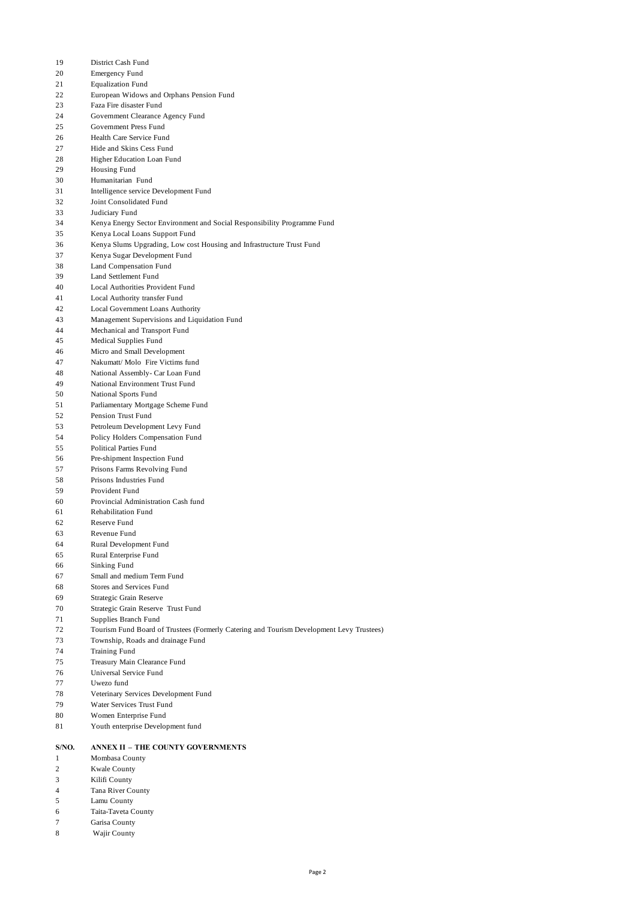| | |
|---|---|
| 19 | District Cash Fund |
| 20 | Emergency Fund |
| 21 | Equalization Fund |
| 22 | European Widows and Orphans Pension Fund |
| 23 | Faza Fire disaster Fund |
| 24 | Government Clearance Agency Fund |
| 25 | Government Press Fund |
| 26 | Health Care Service Fund |
| 27 | Hide and Skins Cess Fund |
| 28 | Higher Education Loan Fund |
| 29 | Housing Fund |
| 30 | Humanitarian Fund |
| 31 | Intelligence service Development Fund |
| 32 | Joint Consolidated Fund |
| 33 | Judiciary Fund |
| 34 | Kenya Energy Sector Environment and Social Responsibility Programme Fund |
| 35 | Kenya Local Loans Support Fund |
| 36 | Kenya Slums Upgrading, Low cost Housing and Infrastructure Trust Fund |
| 37 | Kenya Sugar Development Fund |
| 38 | Land Compensation Fund |
| 39 | Land Settlement Fund |
| 40 | Local Authorities Provident Fund |
| 41 | Local Authority transfer Fund |
| 42 | Local Government Loans Authority |
| 43 | Management Supervisions and Liquidation Fund |
| 44 | Mechanical and Transport Fund |
| 45 | Medical Supplies Fund |
| 46 | Micro and Small Development |
| 47 | Nakumatt/ Molo Fire Victims fund |
| 48 | National Assembly- Car Loan Fund |
| 49 | National Environment Trust Fund |
| 50 | National Sports Fund |
| 51 | Parliamentary Mortgage Scheme Fund |
| 52 | Pension Trust Fund |
| 53 | Petroleum Development Levy Fund |
| 54 | Policy Holders Compensation Fund |
| 55 | Political Parties Fund |
| 56 | Pre-shipment Inspection Fund |
| 57 | Prisons Farms Revolving Fund |
| 58 | Prisons Industries Fund |
| 59 | Provident Fund |
| 60 | Provincial Administration Cash fund |
| 61 | Rehabilitation Fund |
| 62 | Reserve Fund |
| 63 | Revenue Fund |
| 64 | Rural Development Fund |
| 65 | Rural Enterprise Fund |
| 66 | Sinking Fund |
| 67 | Small and medium Term Fund |
| 68 | Stores and Services Fund |
| 69 | Strategic Grain Reserve |
| 70 | Strategic Grain Reserve Trust Fund |
| 71 | Supplies Branch Fund |
| 72 | Tourism Fund Board of Trustees (Formerly Catering and Tourism Development Levy Trustees) |
| 73 | Township, Roads and drainage Fund |
| 74 | Training Fund |
| 75 | Treasury Main Clearance Fund |
| 76 | Universal Service Fund |
| 77 | Uwezo fund |
| 78 | Veterinary Services Development Fund |
| 79 | Water Services Trust Fund |
| 80 | Women Enterprise Fund |
| 81 | Youth enterprise Development fund |

| S/NO. | ANNEX II – THE COUNTY GOVERNMENTS |
|---|---|
| 1 | Mombasa County |
| 2 | Kwale County |
| 3 | Kilifi County |
| 4 | Tana River County |
| 5 | Lamu County |
| 6 | Taita-Taveta County |
| 7 | Garisa County |
| 8 | Wajir County |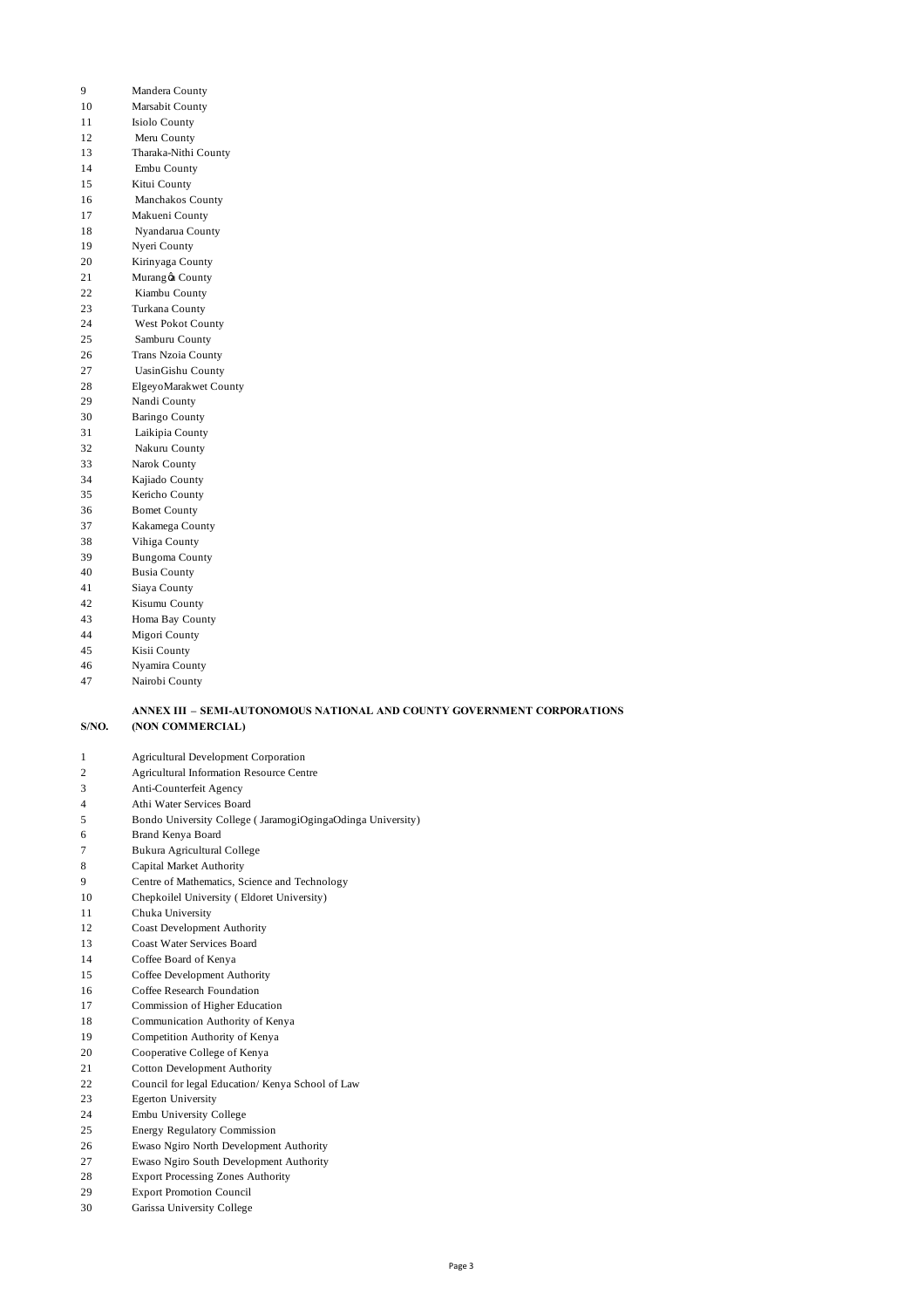| | |
|---|---|
| 9 | Mandera County |
| 10 | Marsabit County |
| 11 | Isiolo County |
| 12 | Meru County |
| 13 | Tharaka-Nithi County |
| 14 | Embu County |
| 15 | Kitui County |
| 16 | Manchakos County |
| 17 | Makueni County |
| 18 | Nyandarua County |
| 19 | Nyeri County |
| 20 | Kirinyaga County |
| 21 | Murang'a County |
| 22 | Kiambu County |
| 23 | Turkana County |
| 24 | West Pokot County |
| 25 | Samburu County |
| 26 | Trans Nzoia County |
| 27 | UasinGishu County |
| 28 | ElgeyoMarakwet County |
| 29 | Nandi County |
| 30 | Baringo County |
| 31 | Laikipia County |
| 32 | Nakuru County |
| 33 | Narok County |
| 34 | Kajiado County |
| 35 | Kericho County |
| 36 | Bomet County |
| 37 | Kakamega County |
| 38 | Vihiga County |
| 39 | Bungoma County |
| 40 | Busia County |
| 41 | Siaya County |
| 42 | Kisumu County |
| 43 | Homa Bay County |
| 44 | Migori County |
| 45 | Kisii County |
| 46 | Nyamira County |
| 47 | Nairobi County |

| S/NO. | ANNEX III – SEMI-AUTONOMOUS NATIONAL AND COUNTY GOVERNMENT CORPORATIONS (NON COMMERCIAL) |
|---|---|
| 1 | Agricultural Development Corporation |
| 2 | Agricultural Information Resource Centre |
| 3 | Anti-Counterfeit Agency |
| 4 | Athi Water Services Board |
| 5 | Bondo University College ( JaramogiOgingaOdinga University) |
| 6 | Brand Kenya Board |
| 7 | Bukura Agricultural College |
| 8 | Capital Market Authority |
| 9 | Centre of Mathematics, Science and Technology |
| 10 | Chepkoilel University ( Eldoret University) |
| 11 | Chuka University |
| 12 | Coast Development Authority |
| 13 | Coast Water Services Board |
| 14 | Coffee Board of Kenya |
| 15 | Coffee Development Authority |
| 16 | Coffee Research Foundation |
| 17 | Commission of Higher Education |
| 18 | Communication Authority of Kenya |
| 19 | Competition Authority of Kenya |
| 20 | Cooperative College of Kenya |
| 21 | Cotton Development Authority |
| 22 | Council for legal Education/ Kenya School of Law |
| 23 | Egerton University |
| 24 | Embu University College |
| 25 | Energy Regulatory Commission |
| 26 | Ewaso Ngiro North Development Authority |
| 27 | Ewaso Ngiro South Development Authority |
| 28 | Export Processing Zones Authority |
| 29 | Export Promotion Council |
| 30 | Garissa University College |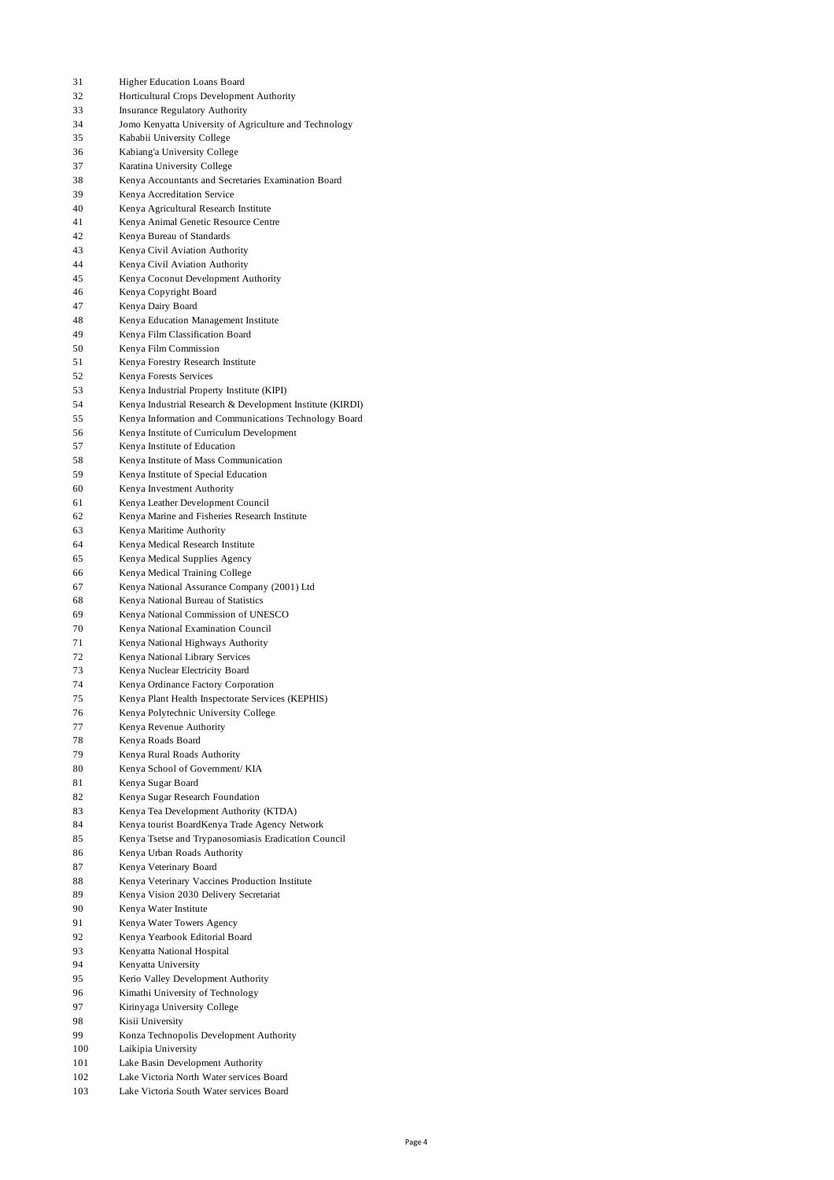| | |
|---|---|
| 31 | Higher Education Loans Board |
| 32 | Horticultural Crops Development Authority |
| 33 | Insurance Regulatory Authority |
| 34 | Jomo Kenyatta University of Agriculture and Technology |
| 35 | Kababii University College |
| 36 | Kabiang'a University College |
| 37 | Karatina University College |
| 38 | Kenya Accountants and Secretaries Examination Board |
| 39 | Kenya Accreditation Service |
| 40 | Kenya Agricultural Research Institute |
| 41 | Kenya Animal Genetic Resource Centre |
| 42 | Kenya Bureau of Standards |
| 43 | Kenya Civil Aviation Authority |
| 44 | Kenya Civil Aviation Authority |
| 45 | Kenya Coconut Development Authority |
| 46 | Kenya Copyright Board |
| 47 | Kenya Dairy Board |
| 48 | Kenya Education Management Institute |
| 49 | Kenya Film Classification Board |
| 50 | Kenya Film Commission |
| 51 | Kenya Forestry Research Institute |
| 52 | Kenya Forests Services |
| 53 | Kenya Industrial Property Institute (KIPI) |
| 54 | Kenya Industrial Research & Development Institute (KIRDI) |
| 55 | Kenya Information and Communications Technology Board |
| 56 | Kenya Institute of Curriculum Development |
| 57 | Kenya Institute of Education |
| 58 | Kenya Institute of Mass Communication |
| 59 | Kenya Institute of Special Education |
| 60 | Kenya Investment Authority |
| 61 | Kenya Leather Development Council |
| 62 | Kenya Marine and Fisheries Research Institute |
| 63 | Kenya Maritime Authority |
| 64 | Kenya Medical Research Institute |
| 65 | Kenya Medical Supplies Agency |
| 66 | Kenya Medical Training College |
| 67 | Kenya National Assurance Company (2001) Ltd |
| 68 | Kenya National Bureau of Statistics |
| 69 | Kenya National Commission of UNESCO |
| 70 | Kenya National Examination Council |
| 71 | Kenya National Highways Authority |
| 72 | Kenya National Library Services |
| 73 | Kenya Nuclear Electricity Board |
| 74 | Kenya Ordinance Factory Corporation |
| 75 | Kenya Plant Health Inspectorate Services (KEPHIS) |
| 76 | Kenya Polytechnic University College |
| 77 | Kenya Revenue Authority |
| 78 | Kenya Roads Board |
| 79 | Kenya Rural Roads Authority |
| 80 | Kenya School of Government/ KIA |
| 81 | Kenya Sugar Board |
| 82 | Kenya Sugar Research Foundation |
| 83 | Kenya Tea Development Authority (KTDA) |
| 84 | Kenya tourist BoardKenya Trade Agency Network |
| 85 | Kenya Tsetse and Trypanosomiasis Eradication Council |
| 86 | Kenya Urban Roads Authority |
| 87 | Kenya Veterinary Board |
| 88 | Kenya Veterinary Vaccines Production Institute |
| 89 | Kenya Vision 2030 Delivery Secretariat |
| 90 | Kenya Water Institute |
| 91 | Kenya Water Towers Agency |
| 92 | Kenya Yearbook Editorial Board |
| 93 | Kenyatta National Hospital |
| 94 | Kenyatta University |
| 95 | Kerio Valley Development Authority |
| 96 | Kimathi University of Technology |
| 97 | Kirinyaga University College |
| 98 | Kisii University |
| 99 | Konza Technopolis Development Authority |
| 100 | Laikipia University |
| 101 | Lake Basin Development Authority |
| 102 | Lake Victoria North Water services Board |
| 103 | Lake Victoria South Water services Board |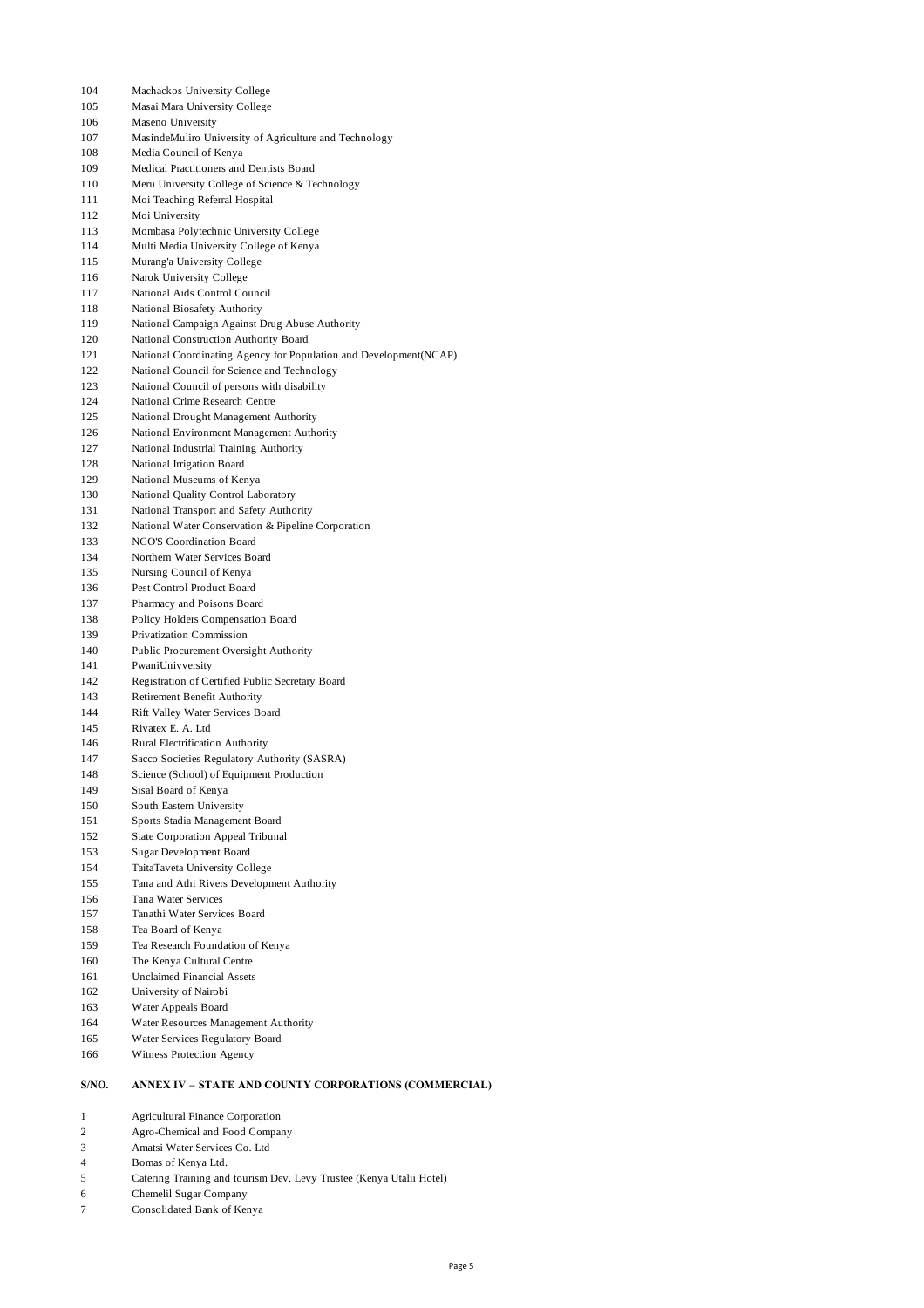| | |
|---|---|
| 104 | Machackos University College |
| 105 | Masai Mara University College |
| 106 | Maseno University |
| 107 | MasindeMuliro University of Agriculture and Technology |
| 108 | Media Council of Kenya |
| 109 | Medical Practitioners and Dentists Board |
| 110 | Meru University College of Science & Technology |
| 111 | Moi Teaching Referral Hospital |
| 112 | Moi University |
| 113 | Mombasa Polytechnic University College |
| 114 | Multi Media University College of Kenya |
| 115 | Murang'a University College |
| 116 | Narok University College |
| 117 | National Aids Control Council |
| 118 | National Biosafety Authority |
| 119 | National Campaign Against Drug Abuse Authority |
| 120 | National Construction Authority Board |
| 121 | National Coordinating Agency for Population and Development(NCAP) |
| 122 | National Council for Science and Technology |
| 123 | National Council of persons with disability |
| 124 | National Crime Research Centre |
| 125 | National Drought Management Authority |
| 126 | National Environment Management Authority |
| 127 | National Industrial Training Authority |
| 128 | National Irrigation Board |
| 129 | National Museums of Kenya |
| 130 | National Quality Control Laboratory |
| 131 | National Transport and Safety Authority |
| 132 | National Water Conservation & Pipeline Corporation |
| 133 | NGO'S Coordination Board |
| 134 | Northern Water Services Board |
| 135 | Nursing Council of Kenya |
| 136 | Pest Control Product Board |
| 137 | Pharmacy and Poisons Board |
| 138 | Policy Holders Compensation Board |
| 139 | Privatization Commission |
| 140 | Public Procurement Oversight Authority |
| 141 | PwaniUnivversity |
| 142 | Registration of Certified Public Secretary Board |
| 143 | Retirement Benefit Authority |
| 144 | Rift Valley Water Services Board |
| 145 | Rivatex E. A. Ltd |
| 146 | Rural Electrification Authority |
| 147 | Sacco Societies Regulatory Authority (SASRA) |
| 148 | Science (School) of Equipment Production |
| 149 | Sisal Board of Kenya |
| 150 | South Eastern University |
| 151 | Sports Stadia Management Board |
| 152 | State Corporation Appeal Tribunal |
| 153 | Sugar Development Board |
| 154 | TaitaTaveta University College |
| 155 | Tana and Athi Rivers Development Authority |
| 156 | Tana Water Services |
| 157 | Tanathi Water Services Board |
| 158 | Tea Board of Kenya |
| 159 | Tea Research Foundation of Kenya |
| 160 | The Kenya Cultural Centre |
| 161 | Unclaimed Financial Assets |
| 162 | University of Nairobi |
| 163 | Water Appeals Board |
| 164 | Water Resources Management Authority |
| 165 | Water Services Regulatory Board |
| 166 | Witness Protection Agency |

| S/NO. | ANNEX IV – STATE AND COUNTY CORPORATIONS (COMMERCIAL) |
|---|---|
| 1 | Agricultural Finance Corporation |
| 2 | Agro-Chemical and Food Company |
| 3 | Amatsi Water Services Co. Ltd |
| 4 | Bomas of Kenya Ltd. |
| 5 | Catering Training and tourism Dev. Levy Trustee (Kenya Utalii Hotel) |
| 6 | Chemelil Sugar Company |
| 7 | Consolidated Bank of Kenya |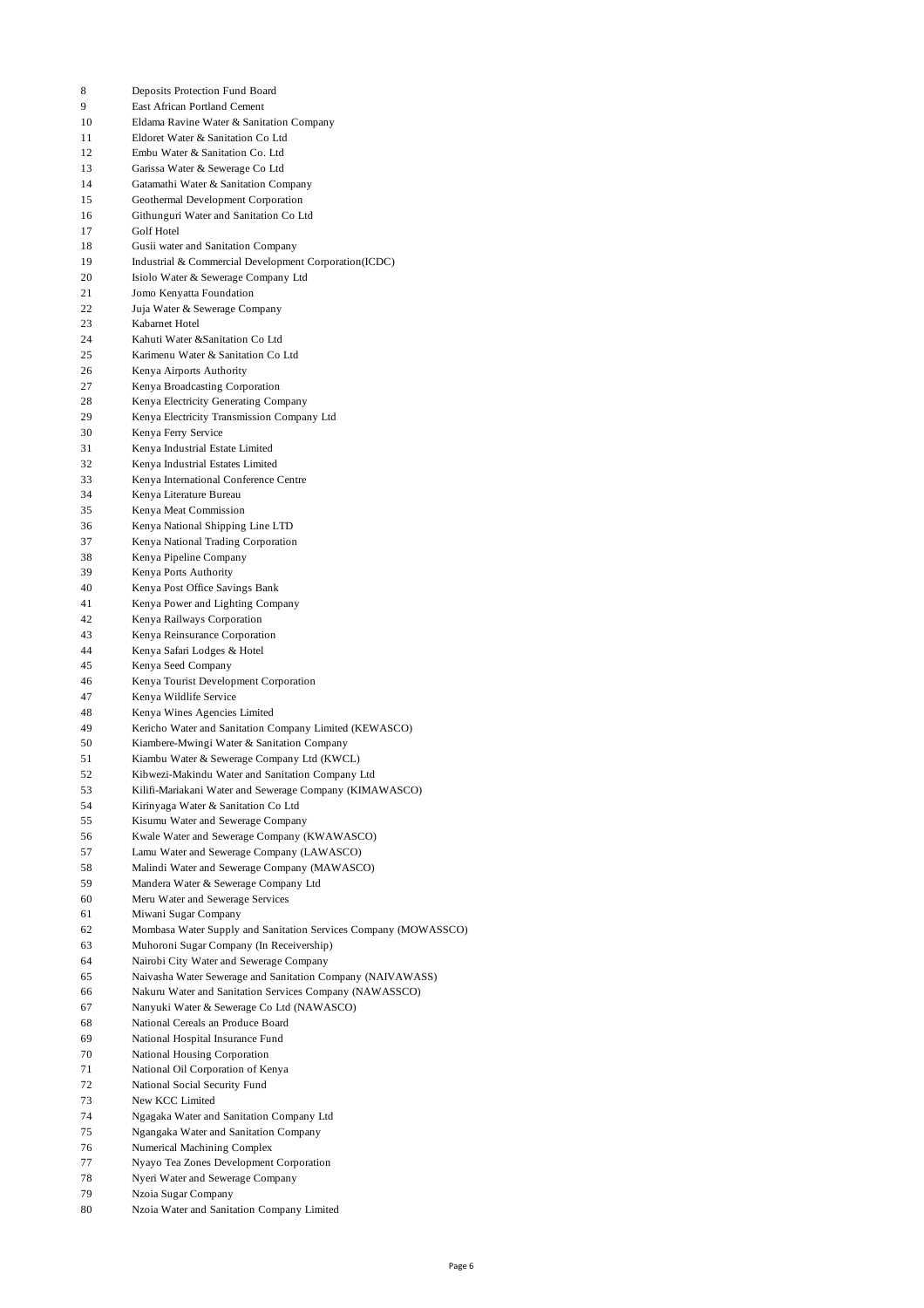| | |
|---|---|
| 8 | Deposits Protection Fund Board |
| 9 | East African Portland Cement |
| 10 | Eldama Ravine Water & Sanitation Company |
| 11 | Eldoret Water & Sanitation Co Ltd |
| 12 | Embu Water & Sanitation Co. Ltd |
| 13 | Garissa Water & Sewerage Co Ltd |
| 14 | Gatamathi Water & Sanitation Company |
| 15 | Geothermal Development Corporation |
| 16 | Githunguri Water and Sanitation Co Ltd |
| 17 | Golf Hotel |
| 18 | Gusii water and Sanitation Company |
| 19 | Industrial & Commercial Development Corporation(ICDC) |
| 20 | Isiolo Water & Sewerage Company Ltd |
| 21 | Jomo Kenyatta Foundation |
| 22 | Juja Water & Sewerage Company |
| 23 | Kabarnet Hotel |
| 24 | Kahuti Water &Sanitation Co Ltd |
| 25 | Karimenu Water & Sanitation Co Ltd |
| 26 | Kenya Airports Authority |
| 27 | Kenya Broadcasting Corporation |
| 28 | Kenya Electricity Generating Company |
| 29 | Kenya Electricity Transmission Company Ltd |
| 30 | Kenya Ferry Service |
| 31 | Kenya Industrial Estate Limited |
| 32 | Kenya Industrial Estates Limited |
| 33 | Kenya International Conference Centre |
| 34 | Kenya Literature Bureau |
| 35 | Kenya Meat Commission |
| 36 | Kenya National Shipping Line LTD |
| 37 | Kenya National Trading Corporation |
| 38 | Kenya Pipeline Company |
| 39 | Kenya Ports Authority |
| 40 | Kenya Post Office Savings Bank |
| 41 | Kenya Power and Lighting Company |
| 42 | Kenya Railways Corporation |
| 43 | Kenya Reinsurance Corporation |
| 44 | Kenya Safari Lodges & Hotel |
| 45 | Kenya Seed Company |
| 46 | Kenya Tourist Development Corporation |
| 47 | Kenya Wildlife Service |
| 48 | Kenya Wines Agencies Limited |
| 49 | Kericho Water and Sanitation Company Limited (KEWASCO) |
| 50 | Kiambere-Mwingi Water & Sanitation Company |
| 51 | Kiambu Water & Sewerage Company Ltd (KWCL) |
| 52 | Kibwezi-Makindu Water and Sanitation Company Ltd |
| 53 | Kilifi-Mariakani Water and Sewerage Company (KIMAWASCO) |
| 54 | Kirinyaga Water & Sanitation Co Ltd |
| 55 | Kisumu Water and Sewerage Company |
| 56 | Kwale Water and Sewerage Company (KWAWASCO) |
| 57 | Lamu Water and Sewerage Company (LAWASCO) |
| 58 | Malindi Water and Sewerage Company (MAWASCO) |
| 59 | Mandera Water & Sewerage Company Ltd |
| 60 | Meru Water and Sewerage Services |
| 61 | Miwani Sugar Company |
| 62 | Mombasa Water Supply and Sanitation Services Company (MOWASSCO) |
| 63 | Muhoroni Sugar Company (In Receivership) |
| 64 | Nairobi City Water and Sewerage Company |
| 65 | Naivasha Water Sewerage and Sanitation Company (NAIVAWASS) |
| 66 | Nakuru Water and Sanitation Services Company (NAWASSCO) |
| 67 | Nanyuki Water & Sewerage Co Ltd (NAWASCO) |
| 68 | National Cereals an Produce Board |
| 69 | National Hospital Insurance Fund |
| 70 | National Housing Corporation |
| 71 | National Oil Corporation of Kenya |
| 72 | National Social Security Fund |
| 73 | New KCC Limited |
| 74 | Ngagaka Water and Sanitation Company Ltd |
| 75 | Ngangaka Water and Sanitation Company |
| 76 | Numerical Machining Complex |
| 77 | Nyayo Tea Zones Development Corporation |
| 78 | Nyeri Water and Sewerage Company |
| 79 | Nzoia Sugar Company |
| 80 | Nzoia Water and Sanitation Company Limited |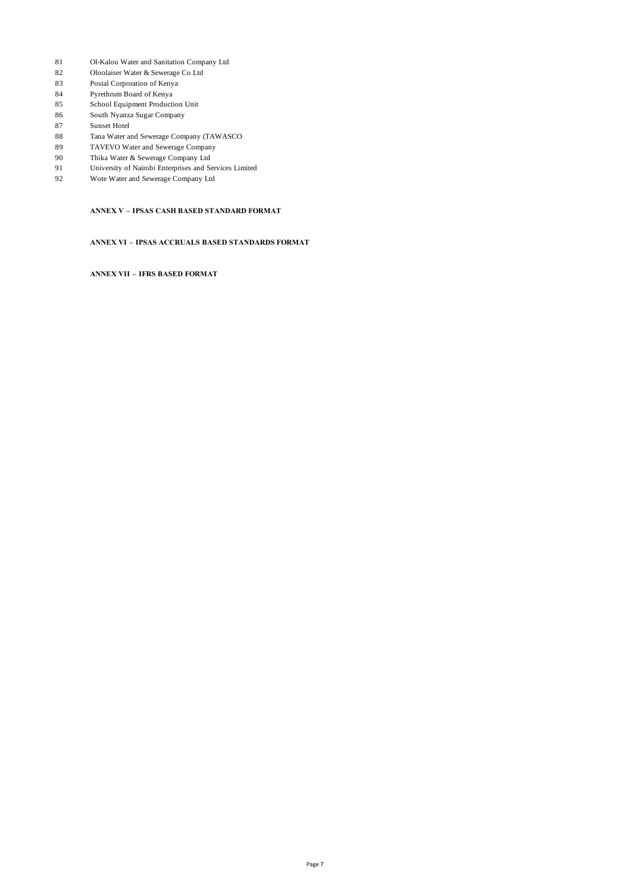81 Ol-Kalou Water and Sanitation Company Ltd
82 Oloolaiser Water & Sewerage Co Ltd
83 Postal Corporation of Kenya
84 Pyrethrum Board of Kenya
85 School Equipment Production Unit
86 South Nyanza Sugar Company
87 Sunset Hotel
88 Tana Water and Sewerage Company (TAWASCO
89 TAVEVO Water and Sewerage Company
90 Thika Water & Sewerage Company Ltd
91 University of Nairobi Enterprises and Services Limited
92 Wote Water and Sewerage Company Ltd

**ANNEX V – IPSAS CASH BASED STANDARD FORMAT**

**ANNEX VI – IPSAS ACCRUALS BASED STANDARDS FORMAT**

**ANNEX VII – IFRS BASED FORMAT**